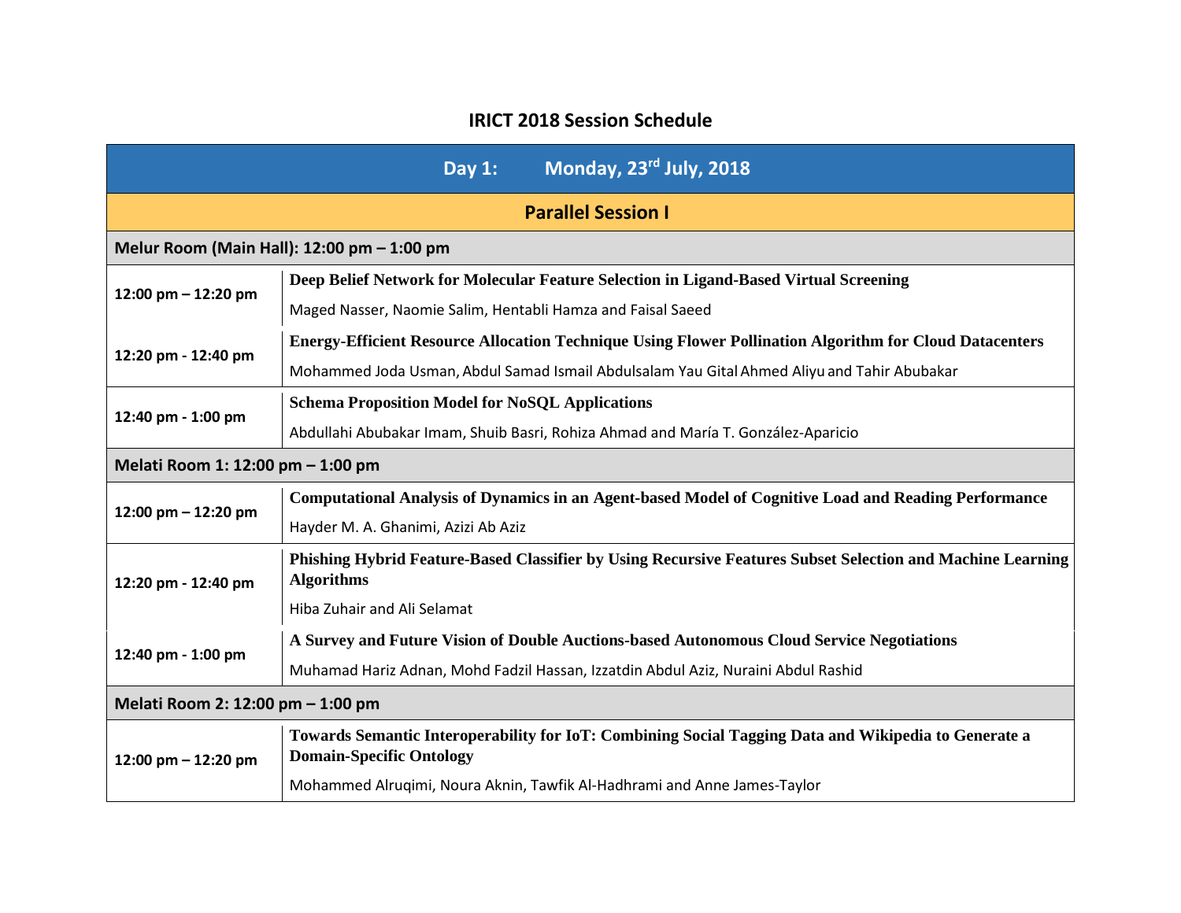# IRICT 2018 Session Schedule

| Day 1: Monday, 23rd July, 2018 | |
|---|---|
| **Parallel Session I** | |
| **Melur Room (Main Hall): 12:00 pm – 1:00 pm** | |
| 12:00 pm – 12:20 pm | **Deep Belief Network for Molecular Feature Selection in Ligand-Based Virtual Screening**<br>Maged Nasser, Naomie Salim, Hentabli Hamza and Faisal Saeed |
| 12:20 pm - 12:40 pm | **Energy-Efficient Resource Allocation Technique Using Flower Pollination Algorithm for Cloud Datacenters**<br>Mohammed Joda Usman, Abdul Samad Ismail Abdulsalam Yau Gital Ahmed Aliyu and Tahir Abubakar |
| 12:40 pm - 1:00 pm | **Schema Proposition Model for NoSQL Applications**<br>Abdullahi Abubakar Imam, Shuib Basri, Rohiza Ahmad and María T. González-Aparicio |
| **Melati Room 1: 12:00 pm – 1:00 pm** | |
| 12:00 pm – 12:20 pm | **Computational Analysis of Dynamics in an Agent-based Model of Cognitive Load and Reading Performance**<br>Hayder M. A. Ghanimi, Azizi Ab Aziz |
| 12:20 pm - 12:40 pm | **Phishing Hybrid Feature-Based Classifier by Using Recursive Features Subset Selection and Machine Learning Algorithms**<br>Hiba Zuhair and Ali Selamat |
| 12:40 pm - 1:00 pm | **A Survey and Future Vision of Double Auctions-based Autonomous Cloud Service Negotiations**<br>Muhamad Hariz Adnan, Mohd Fadzil Hassan, Izzatdin Abdul Aziz, Nuraini Abdul Rashid |
| **Melati Room 2: 12:00 pm – 1:00 pm** | |
| 12:00 pm – 12:20 pm | **Towards Semantic Interoperability for IoT: Combining Social Tagging Data and Wikipedia to Generate a Domain-Specific Ontology**<br>Mohammed Alruqimi, Noura Aknin, Tawfik Al-Hadhrami and Anne James-Taylor |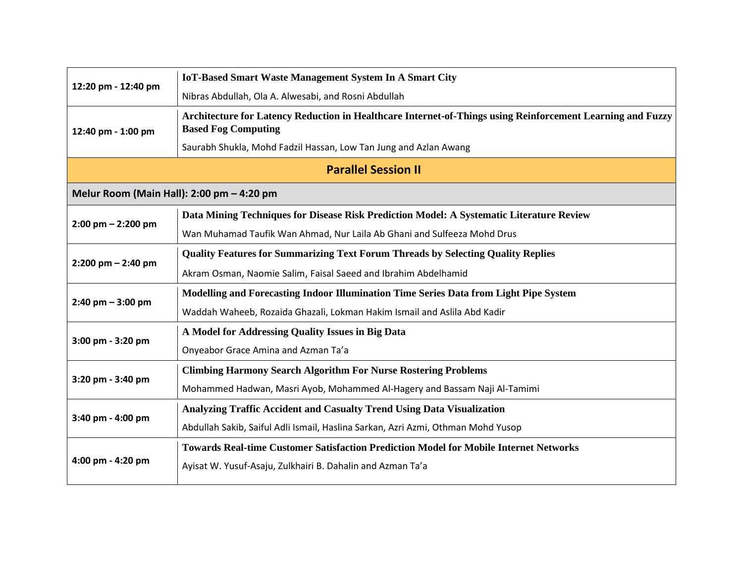| | |
|---|---|
| 12:20 pm - 12:40 pm | **IoT-Based Smart Waste Management System In A Smart City**<br>Nibras Abdullah, Ola A. Alwesabi, and Rosni Abdullah |
| 12:40 pm - 1:00 pm | **Architecture for Latency Reduction in Healthcare Internet-of-Things using Reinforcement Learning and Fuzzy Based Fog Computing**<br>Saurabh Shukla, Mohd Fadzil Hassan, Low Tan Jung and Azlan Awang |
| **Parallel Session II** | |
| **Melur Room (Main Hall): 2:00 pm – 4:20 pm** | |
| 2:00 pm – 2:200 pm | **Data Mining Techniques for Disease Risk Prediction Model: A Systematic Literature Review**<br>Wan Muhamad Taufik Wan Ahmad, Nur Laila Ab Ghani and Sulfeeza Mohd Drus |
| 2:200 pm – 2:40 pm | **Quality Features for Summarizing Text Forum Threads by Selecting Quality Replies**<br>Akram Osman, Naomie Salim, Faisal Saeed and Ibrahim Abdelhamid |
| 2:40 pm – 3:00 pm | **Modelling and Forecasting Indoor Illumination Time Series Data from Light Pipe System**<br>Waddah Waheeb, Rozaida Ghazali, Lokman Hakim Ismail and Aslila Abd Kadir |
| 3:00 pm - 3:20 pm | **A Model for Addressing Quality Issues in Big Data**<br>Onyeabor Grace Amina and Azman Ta'a |
| 3:20 pm - 3:40 pm | **Climbing Harmony Search Algorithm For Nurse Rostering Problems**<br>Mohammed Hadwan, Masri Ayob, Mohammed Al-Hagery and Bassam Naji Al-Tamimi |
| 3:40 pm - 4:00 pm | **Analyzing Traffic Accident and Casualty Trend Using Data Visualization**<br>Abdullah Sakib, Saiful Adli Ismail, Haslina Sarkan, Azri Azmi, Othman Mohd Yusop |
| 4:00 pm - 4:20 pm | **Towards Real-time Customer Satisfaction Prediction Model for Mobile Internet Networks**<br>Ayisat W. Yusuf-Asaju, Zulkhairi B. Dahalin and Azman Ta'a |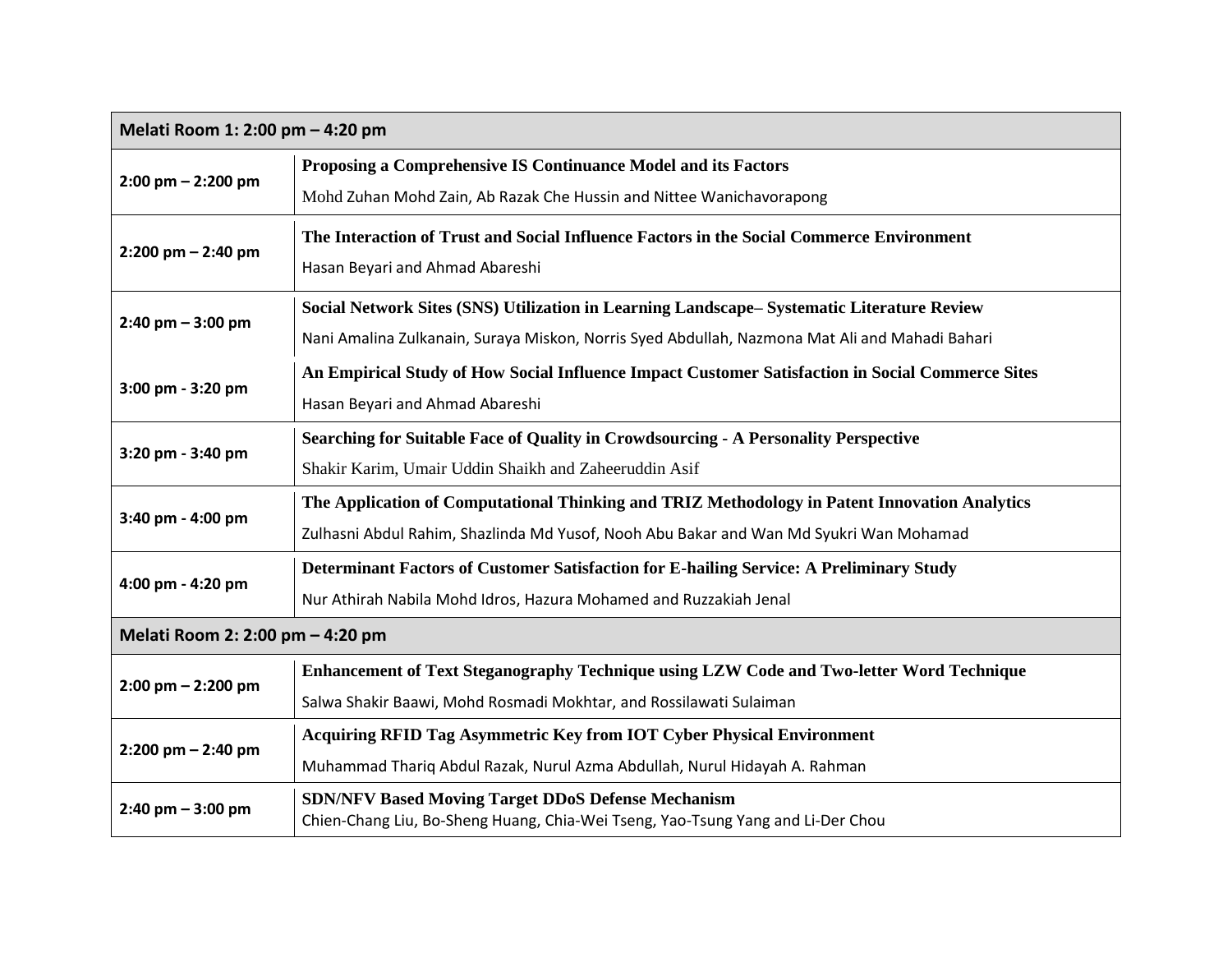| Melati Room 1: 2:00 pm – 4:20 pm | |
|---|---|
| 2:00 pm – 2:200 pm | **Proposing a Comprehensive IS Continuance Model and its Factors**<br>Mohd Zuhan Mohd Zain, Ab Razak Che Hussin and Nittee Wanichavorapong |
| 2:200 pm – 2:40 pm | **The Interaction of Trust and Social Influence Factors in the Social Commerce Environment**<br>Hasan Beyari and Ahmad Abareshi |
| 2:40 pm – 3:00 pm | **Social Network Sites (SNS) Utilization in Learning Landscape– Systematic Literature Review**<br>Nani Amalina Zulkanain, Suraya Miskon, Norris Syed Abdullah, Nazmona Mat Ali and Mahadi Bahari |
| 3:00 pm - 3:20 pm | **An Empirical Study of How Social Influence Impact Customer Satisfaction in Social Commerce Sites**<br>Hasan Beyari and Ahmad Abareshi |
| 3:20 pm - 3:40 pm | **Searching for Suitable Face of Quality in Crowdsourcing - A Personality Perspective**<br>Shakir Karim, Umair Uddin Shaikh and Zaheeruddin Asif |
| 3:40 pm - 4:00 pm | **The Application of Computational Thinking and TRIZ Methodology in Patent Innovation Analytics**<br>Zulhasni Abdul Rahim, Shazlinda Md Yusof, Nooh Abu Bakar and Wan Md Syukri Wan Mohamad |
| 4:00 pm - 4:20 pm | **Determinant Factors of Customer Satisfaction for E-hailing Service: A Preliminary Study**<br>Nur Athirah Nabila Mohd Idros, Hazura Mohamed and Ruzzakiah Jenal |
| **Melati Room 2: 2:00 pm – 4:20 pm** | |
| 2:00 pm – 2:200 pm | **Enhancement of Text Steganography Technique using LZW Code and Two-letter Word Technique**<br>Salwa Shakir Baawi, Mohd Rosmadi Mokhtar, and Rossilawati Sulaiman |
| 2:200 pm – 2:40 pm | **Acquiring RFID Tag Asymmetric Key from IOT Cyber Physical Environment**<br>Muhammad Thariq Abdul Razak, Nurul Azma Abdullah, Nurul Hidayah A. Rahman |
| 2:40 pm – 3:00 pm | **SDN/NFV Based Moving Target DDoS Defense Mechanism**<br>Chien-Chang Liu, Bo-Sheng Huang, Chia-Wei Tseng, Yao-Tsung Yang and Li-Der Chou |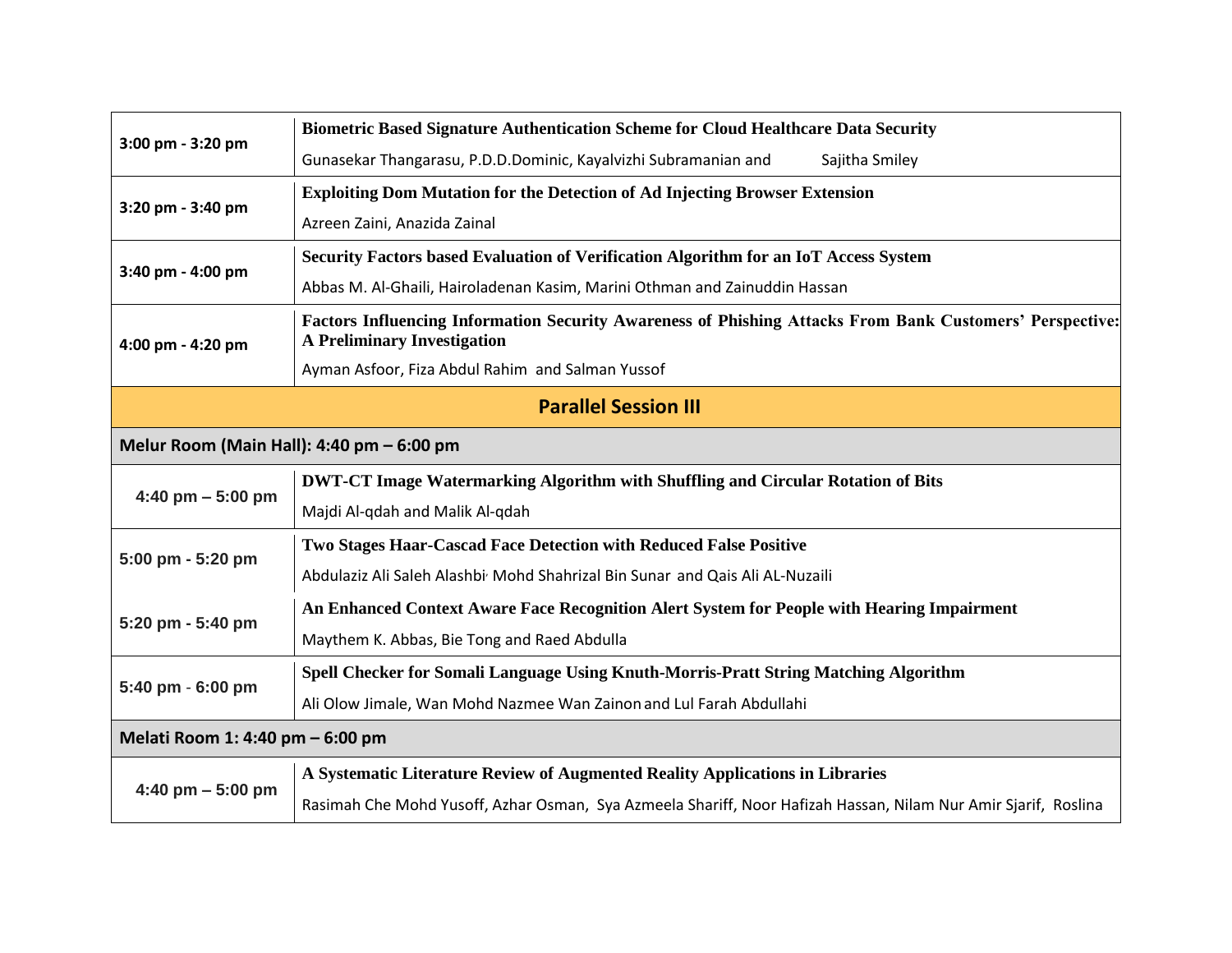| | |
|---|---|
| 3:00 pm - 3:20 pm | **Biometric Based Signature Authentication Scheme for Cloud Healthcare Data Security**<br>Gunasekar Thangarasu, P.D.D.Dominic, Kayalvizhi Subramanian and Sajitha Smiley |
| 3:20 pm - 3:40 pm | **Exploiting Dom Mutation for the Detection of Ad Injecting Browser Extension**<br>Azreen Zaini, Anazida Zainal |
| 3:40 pm - 4:00 pm | **Security Factors based Evaluation of Verification Algorithm for an IoT Access System**<br>Abbas M. Al-Ghaili, Hairoladenan Kasim, Marini Othman and Zainuddin Hassan |
| 4:00 pm - 4:20 pm | **Factors Influencing Information Security Awareness of Phishing Attacks From Bank Customers' Perspective: A Preliminary Investigation**<br>Ayman Asfoor, Fiza Abdul Rahim and Salman Yussof |

## Parallel Session III

### Melur Room (Main Hall): 4:40 pm – 6:00 pm

| | |
|---|---|
| 4:40 pm – 5:00 pm | **DWT-CT Image Watermarking Algorithm with Shuffling and Circular Rotation of Bits**<br>Majdi Al-qdah and Malik Al-qdah |
| 5:00 pm - 5:20 pm | **Two Stages Haar-Cascad Face Detection with Reduced False Positive**<br>Abdulaziz Ali Saleh Alashbi, Mohd Shahrizal Bin Sunar and Qais Ali AL-Nuzaili |
| 5:20 pm - 5:40 pm | **An Enhanced Context Aware Face Recognition Alert System for People with Hearing Impairment**<br>Maythem K. Abbas, Bie Tong and Raed Abdulla |
| 5:40 pm - 6:00 pm | **Spell Checker for Somali Language Using Knuth-Morris-Pratt String Matching Algorithm**<br>Ali Olow Jimale, Wan Mohd Nazmee Wan Zainon and Lul Farah Abdullahi |

### Melati Room 1: 4:40 pm – 6:00 pm

| | |
|---|---|
| 4:40 pm – 5:00 pm | **A Systematic Literature Review of Augmented Reality Applications in Libraries**<br>Rasimah Che Mohd Yusoff, Azhar Osman, Sya Azmeela Shariff, Noor Hafizah Hassan, Nilam Nur Amir Sjarif, Roslina |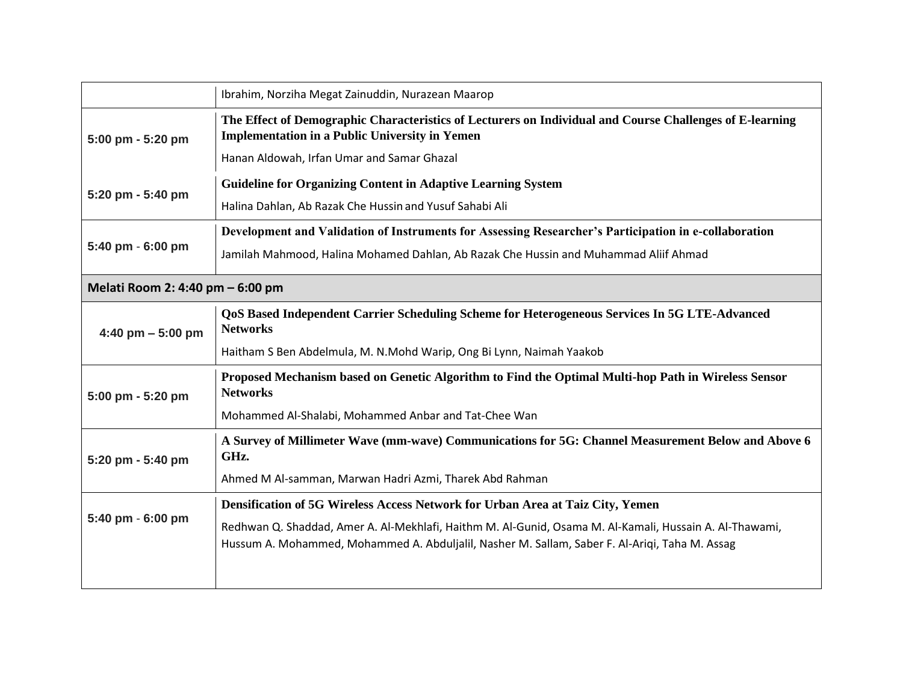| | |
|---|---|
| | Ibrahim, Norziha Megat Zainuddin, Nurazean Maarop |
| 5:00 pm - 5:20 pm | **The Effect of Demographic Characteristics of Lecturers on Individual and Course Challenges of E-learning Implementation in a Public University in Yemen**<br>Hanan Aldowah, Irfan Umar and Samar Ghazal |
| 5:20 pm - 5:40 pm | **Guideline for Organizing Content in Adaptive Learning System**<br>Halina Dahlan, Ab Razak Che Hussin and Yusuf Sahabi Ali |
| 5:40 pm - 6:00 pm | **Development and Validation of Instruments for Assessing Researcher's Participation in e-collaboration**<br>Jamilah Mahmood, Halina Mohamed Dahlan, Ab Razak Che Hussin and Muhammad Aliif Ahmad |
| **Melati Room 2: 4:40 pm – 6:00 pm** | |
| 4:40 pm – 5:00 pm | **QoS Based Independent Carrier Scheduling Scheme for Heterogeneous Services In 5G LTE-Advanced Networks**<br>Haitham S Ben Abdelmula, M. N.Mohd Warip, Ong Bi Lynn, Naimah Yaakob |
| 5:00 pm - 5:20 pm | **Proposed Mechanism based on Genetic Algorithm to Find the Optimal Multi-hop Path in Wireless Sensor Networks**<br>Mohammed Al-Shalabi, Mohammed Anbar and Tat-Chee Wan |
| 5:20 pm - 5:40 pm | **A Survey of Millimeter Wave (mm-wave) Communications for 5G: Channel Measurement Below and Above 6 GHz.**<br>Ahmed M Al-samman, Marwan Hadri Azmi, Tharek Abd Rahman |
| 5:40 pm - 6:00 pm | **Densification of 5G Wireless Access Network for Urban Area at Taiz City, Yemen**<br>Redhwan Q. Shaddad, Amer A. Al-Mekhlafi, Haithm M. Al-Gunid, Osama M. Al-Kamali, Hussain A. Al-Thawami, Hussum A. Mohammed, Mohammed A. Abduljalil, Nasher M. Sallam, Saber F. Al-Ariqi, Taha M. Assag |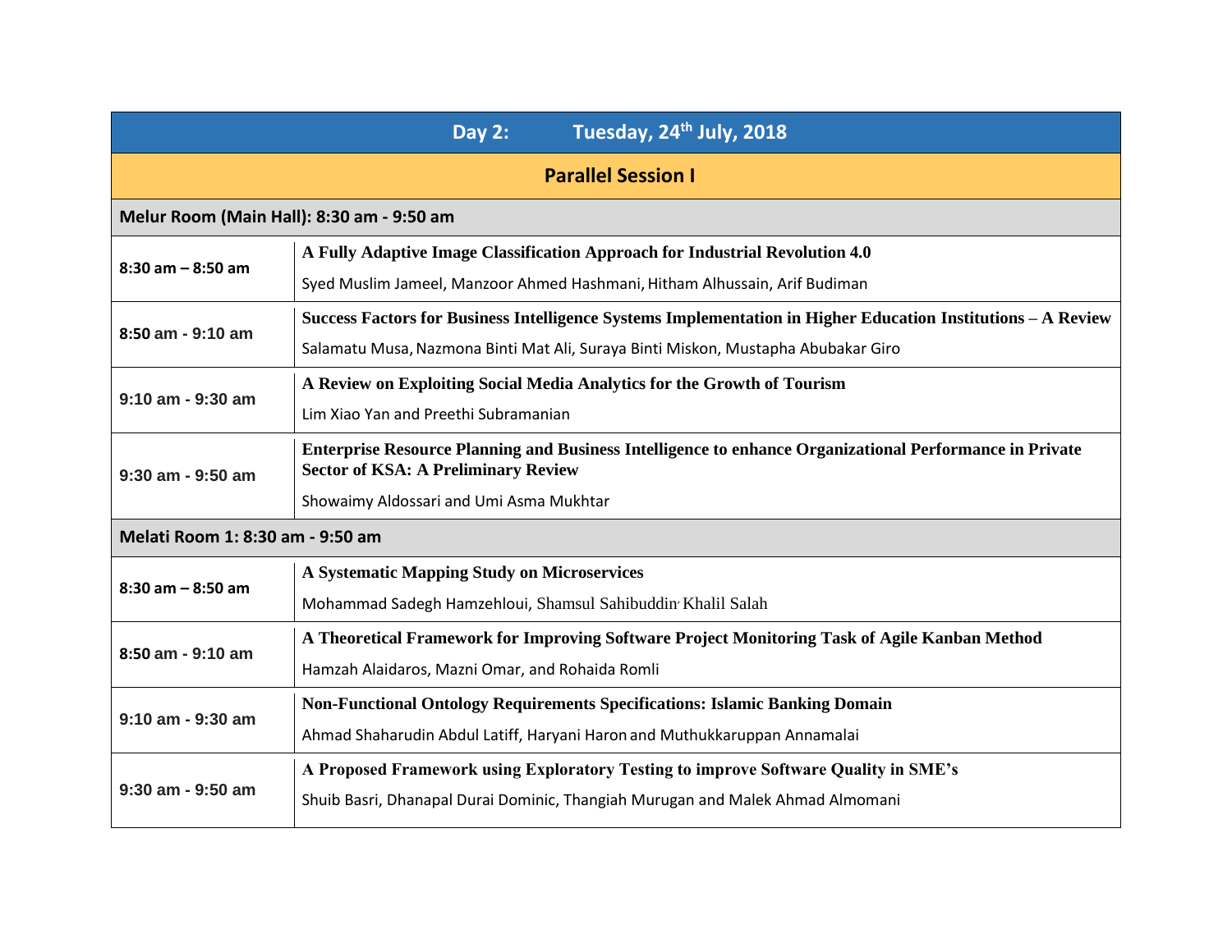## Day 2: Tuesday, 24th July, 2018

### Parallel Session I

| Melur Room (Main Hall): 8:30 am - 9:50 am | |
|---|---|
| 8:30 am – 8:50 am | **A Fully Adaptive Image Classification Approach for Industrial Revolution 4.0**<br>Syed Muslim Jameel, Manzoor Ahmed Hashmani, Hitham Alhussain, Arif Budiman |
| 8:50 am - 9:10 am | **Success Factors for Business Intelligence Systems Implementation in Higher Education Institutions – A Review**<br>Salamatu Musa, Nazmona Binti Mat Ali, Suraya Binti Miskon, Mustapha Abubakar Giro |
| 9:10 am - 9:30 am | **A Review on Exploiting Social Media Analytics for the Growth of Tourism**<br>Lim Xiao Yan and Preethi Subramanian |
| 9:30 am - 9:50 am | **Enterprise Resource Planning and Business Intelligence to enhance Organizational Performance in Private Sector of KSA: A Preliminary Review**<br>Showaimy Aldossari and Umi Asma Mukhtar |
| **Melati Room 1: 8:30 am - 9:50 am** | |
| 8:30 am – 8:50 am | **A Systematic Mapping Study on Microservices**<br>Mohammad Sadegh Hamzehloui, Shamsul Sahibuddin, Khalil Salah |
| 8:50 am - 9:10 am | **A Theoretical Framework for Improving Software Project Monitoring Task of Agile Kanban Method**<br>Hamzah Alaidaros, Mazni Omar, and Rohaida Romli |
| 9:10 am - 9:30 am | **Non-Functional Ontology Requirements Specifications: Islamic Banking Domain**<br>Ahmad Shaharudin Abdul Latiff, Haryani Haron and Muthukkaruppan Annamalai |
| 9:30 am - 9:50 am | **A Proposed Framework using Exploratory Testing to improve Software Quality in SME's**<br>Shuib Basri, Dhanapal Durai Dominic, Thangiah Murugan and Malek Ahmad Almomani |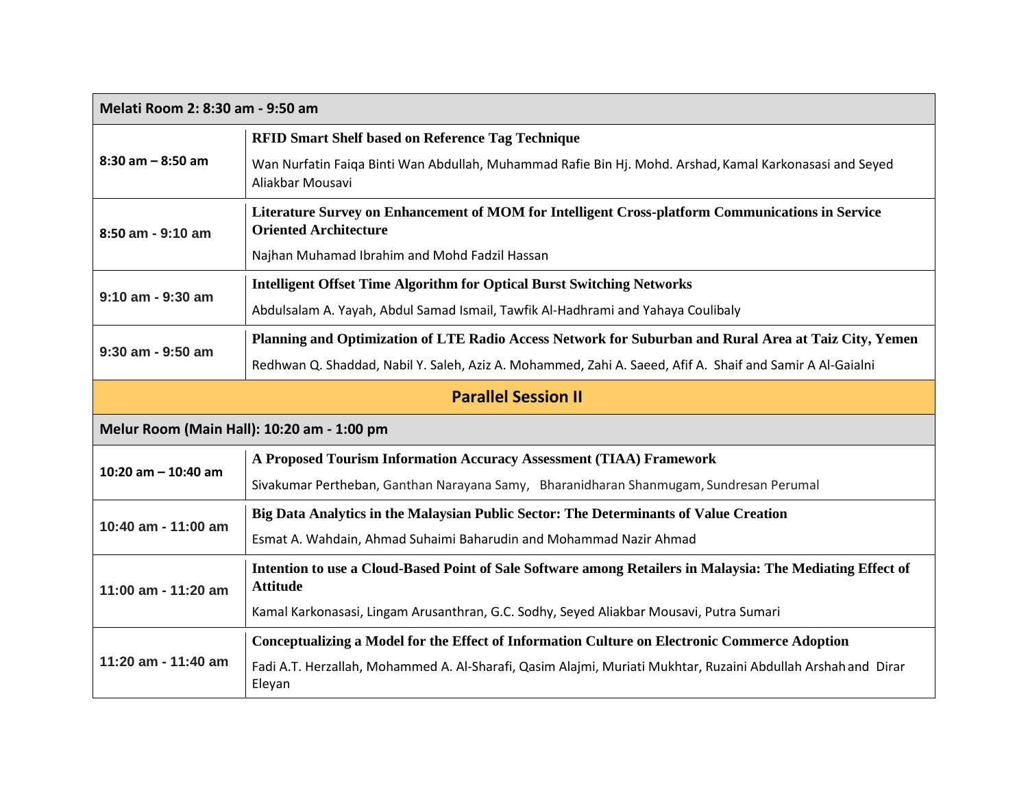| Melati Room 2: 8:30 am - 9:50 am | |
|---|---|
| 8:30 am – 8:50 am | **RFID Smart Shelf based on Reference Tag Technique**<br>Wan Nurfatin Faiqa Binti Wan Abdullah, Muhammad Rafie Bin Hj. Mohd. Arshad, Kamal Karkonasasi and Seyed Aliakbar Mousavi |
| 8:50 am - 9:10 am | **Literature Survey on Enhancement of MOM for Intelligent Cross-platform Communications in Service Oriented Architecture**<br>Najhan Muhamad Ibrahim and Mohd Fadzil Hassan |
| 9:10 am - 9:30 am | **Intelligent Offset Time Algorithm for Optical Burst Switching Networks**<br>Abdulsalam A. Yayah, Abdul Samad Ismail, Tawfik Al-Hadhrami and Yahaya Coulibaly |
| 9:30 am - 9:50 am | **Planning and Optimization of LTE Radio Access Network for Suburban and Rural Area at Taiz City, Yemen**<br>Redhwan Q. Shaddad, Nabil Y. Saleh, Aziz A. Mohammed, Zahi A. Saeed, Afif A. Shaif and Samir A Al-Gaialni |

## Parallel Session II

| Melur Room (Main Hall): 10:20 am - 1:00 pm | |
|---|---|
| 10:20 am – 10:40 am | **A Proposed Tourism Information Accuracy Assessment (TIAA) Framework**<br>Sivakumar Pertheban, Ganthan Narayana Samy, Bharanidharan Shanmugam, Sundresan Perumal |
| 10:40 am - 11:00 am | **Big Data Analytics in the Malaysian Public Sector: The Determinants of Value Creation**<br>Esmat A. Wahdain, Ahmad Suhaimi Baharudin and Mohammad Nazir Ahmad |
| 11:00 am - 11:20 am | **Intention to use a Cloud-Based Point of Sale Software among Retailers in Malaysia: The Mediating Effect of Attitude**<br>Kamal Karkonasasi, Lingam Arusanthran, G.C. Sodhy, Seyed Aliakbar Mousavi, Putra Sumari |
| 11:20 am - 11:40 am | **Conceptualizing a Model for the Effect of Information Culture on Electronic Commerce Adoption**<br>Fadi A.T. Herzallah, Mohammed A. Al-Sharafi, Qasim Alajmi, Muriati Mukhtar, Ruzaini Abdullah Arshah and Dirar Eleyan |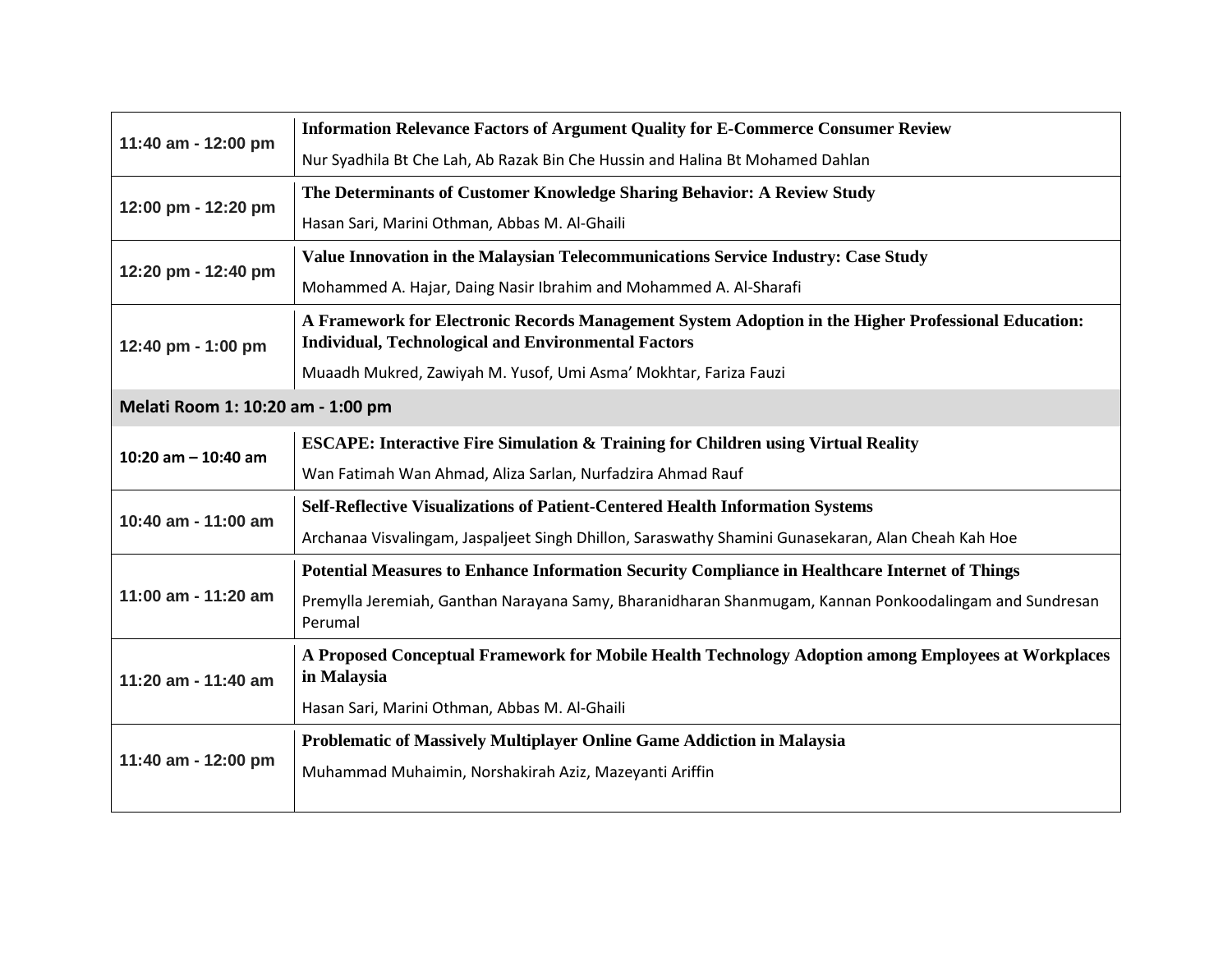| | |
|---|---|
| 11:40 am - 12:00 pm | **Information Relevance Factors of Argument Quality for E-Commerce Consumer Review**<br>Nur Syadhila Bt Che Lah, Ab Razak Bin Che Hussin and Halina Bt Mohamed Dahlan |
| 12:00 pm - 12:20 pm | **The Determinants of Customer Knowledge Sharing Behavior: A Review Study**<br>Hasan Sari, Marini Othman, Abbas M. Al-Ghaili |
| 12:20 pm - 12:40 pm | **Value Innovation in the Malaysian Telecommunications Service Industry: Case Study**<br>Mohammed A. Hajar, Daing Nasir Ibrahim and Mohammed A. Al-Sharafi |
| 12:40 pm - 1:00 pm | **A Framework for Electronic Records Management System Adoption in the Higher Professional Education: Individual, Technological and Environmental Factors**<br>Muaadh Mukred, Zawiyah M. Yusof, Umi Asma' Mokhtar, Fariza Fauzi |
| **Melati Room 1: 10:20 am - 1:00 pm** | |
| 10:20 am – 10:40 am | **ESCAPE: Interactive Fire Simulation & Training for Children using Virtual Reality**<br>Wan Fatimah Wan Ahmad, Aliza Sarlan, Nurfadzira Ahmad Rauf |
| 10:40 am - 11:00 am | **Self-Reflective Visualizations of Patient-Centered Health Information Systems**<br>Archanaa Visvalingam, Jaspaljeet Singh Dhillon, Saraswathy Shamini Gunasekaran, Alan Cheah Kah Hoe |
| 11:00 am - 11:20 am | **Potential Measures to Enhance Information Security Compliance in Healthcare Internet of Things**<br>Premylla Jeremiah, Ganthan Narayana Samy, Bharanidharan Shanmugam, Kannan Ponkoodalingam and Sundresan Perumal |
| 11:20 am - 11:40 am | **A Proposed Conceptual Framework for Mobile Health Technology Adoption among Employees at Workplaces in Malaysia**<br>Hasan Sari, Marini Othman, Abbas M. Al-Ghaili |
| 11:40 am - 12:00 pm | **Problematic of Massively Multiplayer Online Game Addiction in Malaysia**<br>Muhammad Muhaimin, Norshakirah Aziz, Mazeyanti Ariffin |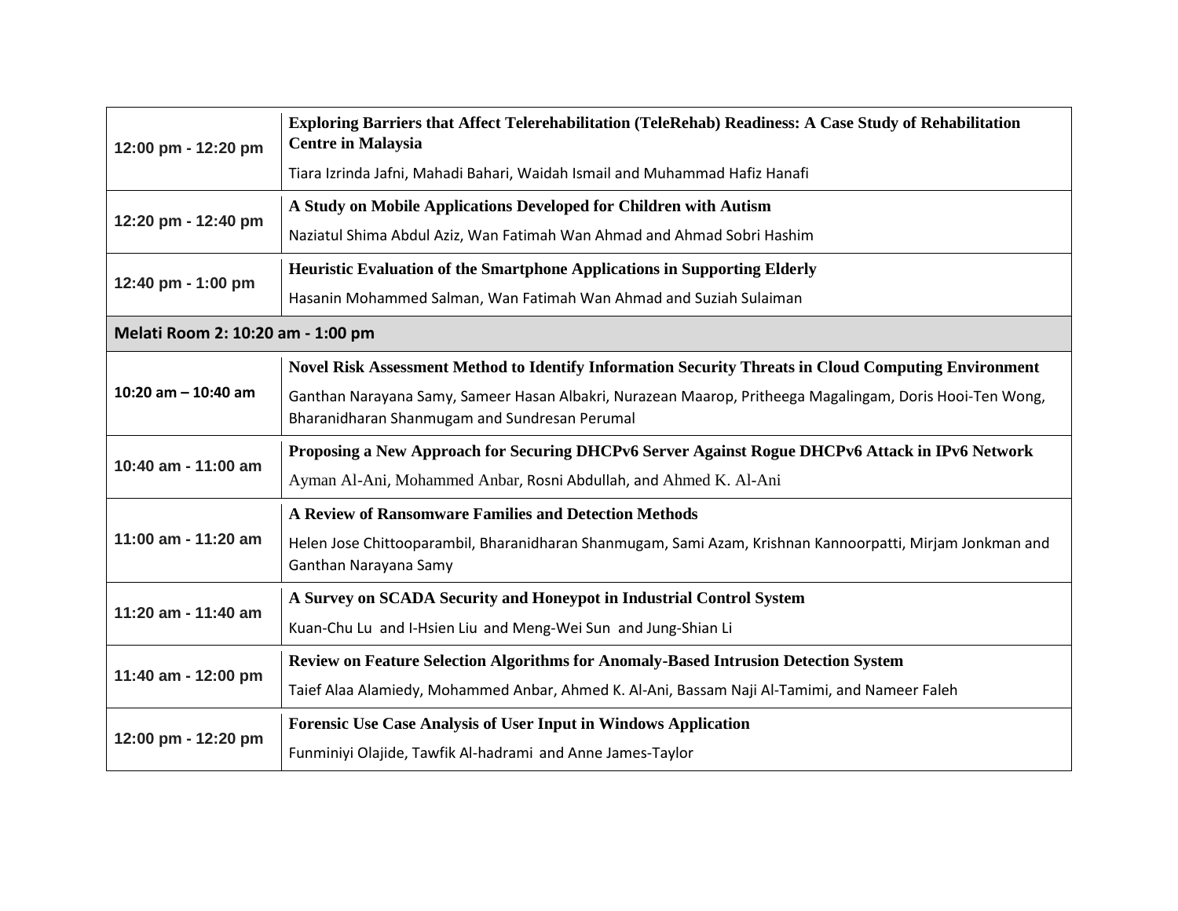| | |
|---|---|
| 12:00 pm - 12:20 pm | **Exploring Barriers that Affect Telerehabilitation (TeleRehab) Readiness: A Case Study of Rehabilitation Centre in Malaysia**<br>Tiara Izrinda Jafni, Mahadi Bahari, Waidah Ismail and Muhammad Hafiz Hanafi |
| 12:20 pm - 12:40 pm | **A Study on Mobile Applications Developed for Children with Autism**<br>Naziatul Shima Abdul Aziz, Wan Fatimah Wan Ahmad and Ahmad Sobri Hashim |
| 12:40 pm - 1:00 pm | **Heuristic Evaluation of the Smartphone Applications in Supporting Elderly**<br>Hasanin Mohammed Salman, Wan Fatimah Wan Ahmad and Suziah Sulaiman |
| **Melati Room 2: 10:20 am - 1:00 pm** | |
| **10:20 am – 10:40 am** | **Novel Risk Assessment Method to Identify Information Security Threats in Cloud Computing Environment**<br>Ganthan Narayana Samy, Sameer Hasan Albakri, Nurazean Maarop, Pritheega Magalingam, Doris Hooi-Ten Wong, Bharanidharan Shanmugam and Sundresan Perumal |
| 10:40 am - 11:00 am | **Proposing a New Approach for Securing DHCPv6 Server Against Rogue DHCPv6 Attack in IPv6 Network**<br>Ayman Al-Ani, Mohammed Anbar, Rosni Abdullah, and Ahmed K. Al-Ani |
| 11:00 am - 11:20 am | **A Review of Ransomware Families and Detection Methods**<br>Helen Jose Chittooparambil, Bharanidharan Shanmugam, Sami Azam, Krishnan Kannoorpatti, Mirjam Jonkman and Ganthan Narayana Samy |
| 11:20 am - 11:40 am | **A Survey on SCADA Security and Honeypot in Industrial Control System**<br>Kuan-Chu Lu and I-Hsien Liu and Meng-Wei Sun and Jung-Shian Li |
| 11:40 am - 12:00 pm | **Review on Feature Selection Algorithms for Anomaly-Based Intrusion Detection System**<br>Taief Alaa Alamiedy, Mohammed Anbar, Ahmed K. Al-Ani, Bassam Naji Al-Tamimi, and Nameer Faleh |
| 12:00 pm - 12:20 pm | **Forensic Use Case Analysis of User Input in Windows Application**<br>Funminiyi Olajide, Tawfik Al-hadrami and Anne James-Taylor |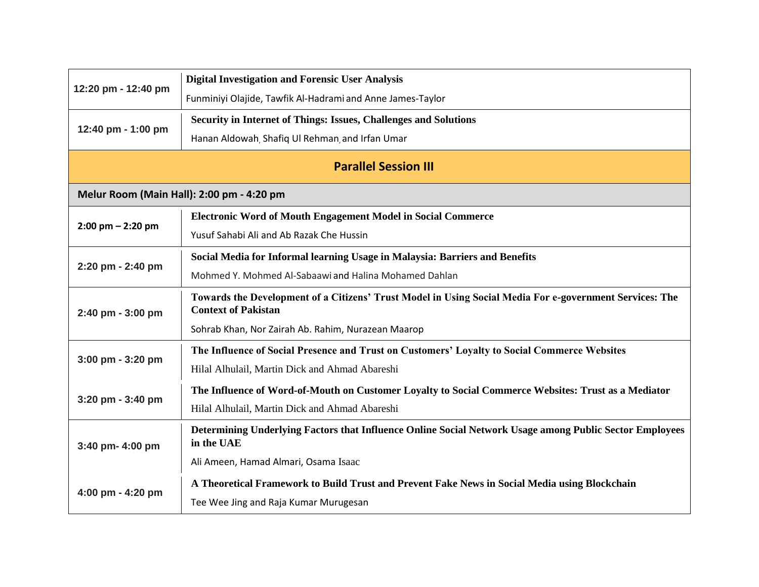| Time | Paper |
| --- | --- |
| 12:20 pm - 12:40 pm | **Digital Investigation and Forensic User Analysis**<br>Funminiyi Olajide, Tawfik Al-Hadrami and Anne James-Taylor |
| 12:40 pm - 1:00 pm | **Security in Internet of Things: Issues, Challenges and Solutions**<br>Hanan Aldowah, Shafiq Ul Rehman, and Irfan Umar |

## Parallel Session III

**Melur Room (Main Hall): 2:00 pm - 4:20 pm**

| Time | Paper |
| --- | --- |
| 2:00 pm – 2:20 pm | **Electronic Word of Mouth Engagement Model in Social Commerce**<br>Yusuf Sahabi Ali and Ab Razak Che Hussin |
| 2:20 pm - 2:40 pm | **Social Media for Informal learning Usage in Malaysia: Barriers and Benefits**<br>Mohmed Y. Mohmed Al-Sabaawi and Halina Mohamed Dahlan |
| 2:40 pm - 3:00 pm | **Towards the Development of a Citizens' Trust Model in Using Social Media For e-government Services: The Context of Pakistan**<br>Sohrab Khan, Nor Zairah Ab. Rahim, Nurazean Maarop |
| 3:00 pm - 3:20 pm | **The Influence of Social Presence and Trust on Customers' Loyalty to Social Commerce Websites**<br>Hilal Alhulail, Martin Dick and Ahmad Abareshi |
| 3:20 pm - 3:40 pm | **The Influence of Word-of-Mouth on Customer Loyalty to Social Commerce Websites: Trust as a Mediator**<br>Hilal Alhulail, Martin Dick and Ahmad Abareshi |
| 3:40 pm- 4:00 pm | **Determining Underlying Factors that Influence Online Social Network Usage among Public Sector Employees in the UAE**<br>Ali Ameen, Hamad Almari, Osama Isaac |
| 4:00 pm - 4:20 pm | **A Theoretical Framework to Build Trust and Prevent Fake News in Social Media using Blockchain**<br>Tee Wee Jing and Raja Kumar Murugesan |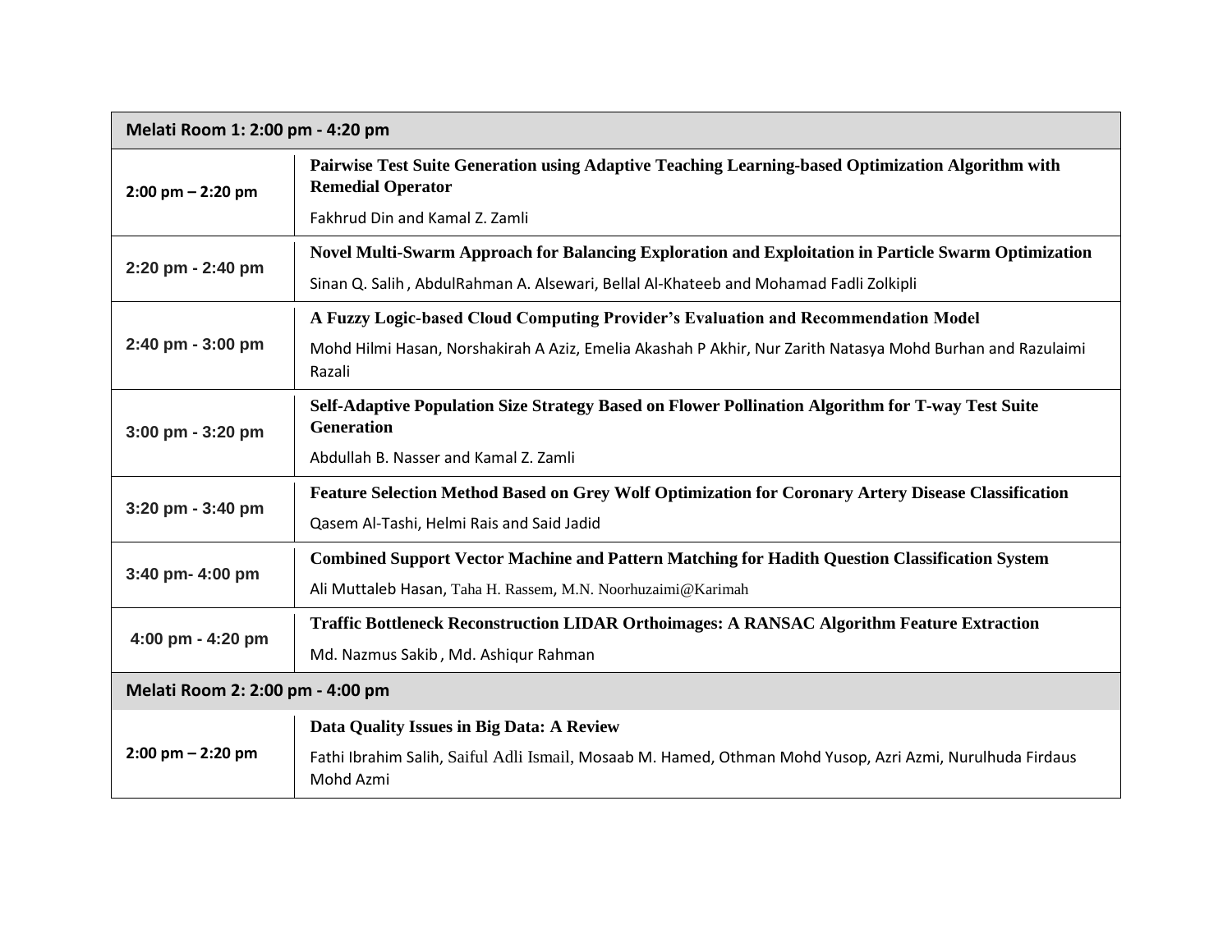| Melati Room 1: 2:00 pm - 4:20 pm | |
|---|---|
| 2:00 pm – 2:20 pm | **Pairwise Test Suite Generation using Adaptive Teaching Learning-based Optimization Algorithm with Remedial Operator**<br>Fakhrud Din and Kamal Z. Zamli |
| 2:20 pm - 2:40 pm | **Novel Multi-Swarm Approach for Balancing Exploration and Exploitation in Particle Swarm Optimization**<br>Sinan Q. Salih , AbdulRahman A. Alsewari, Bellal Al-Khateeb and Mohamad Fadli Zolkipli |
| 2:40 pm - 3:00 pm | **A Fuzzy Logic-based Cloud Computing Provider's Evaluation and Recommendation Model**<br>Mohd Hilmi Hasan, Norshakirah A Aziz, Emelia Akashah P Akhir, Nur Zarith Natasya Mohd Burhan and Razulaimi Razali |
| 3:00 pm - 3:20 pm | **Self-Adaptive Population Size Strategy Based on Flower Pollination Algorithm for T-way Test Suite Generation**<br>Abdullah B. Nasser and Kamal Z. Zamli |
| 3:20 pm - 3:40 pm | **Feature Selection Method Based on Grey Wolf Optimization for Coronary Artery Disease Classification**<br>Qasem Al-Tashi, Helmi Rais and Said Jadid |
| 3:40 pm- 4:00 pm | **Combined Support Vector Machine and Pattern Matching for Hadith Question Classification System**<br>Ali Muttaleb Hasan, Taha H. Rassem, M.N. Noorhuzaimi@Karimah |
| 4:00 pm - 4:20 pm | **Traffic Bottleneck Reconstruction LIDAR Orthoimages: A RANSAC Algorithm Feature Extraction**<br>Md. Nazmus Sakib , Md. Ashiqur Rahman |
| **Melati Room 2: 2:00 pm - 4:00 pm** | |
| 2:00 pm – 2:20 pm | **Data Quality Issues in Big Data: A Review**<br>Fathi Ibrahim Salih, Saiful Adli Ismail, Mosaab M. Hamed, Othman Mohd Yusop, Azri Azmi, Nurulhuda Firdaus Mohd Azmi |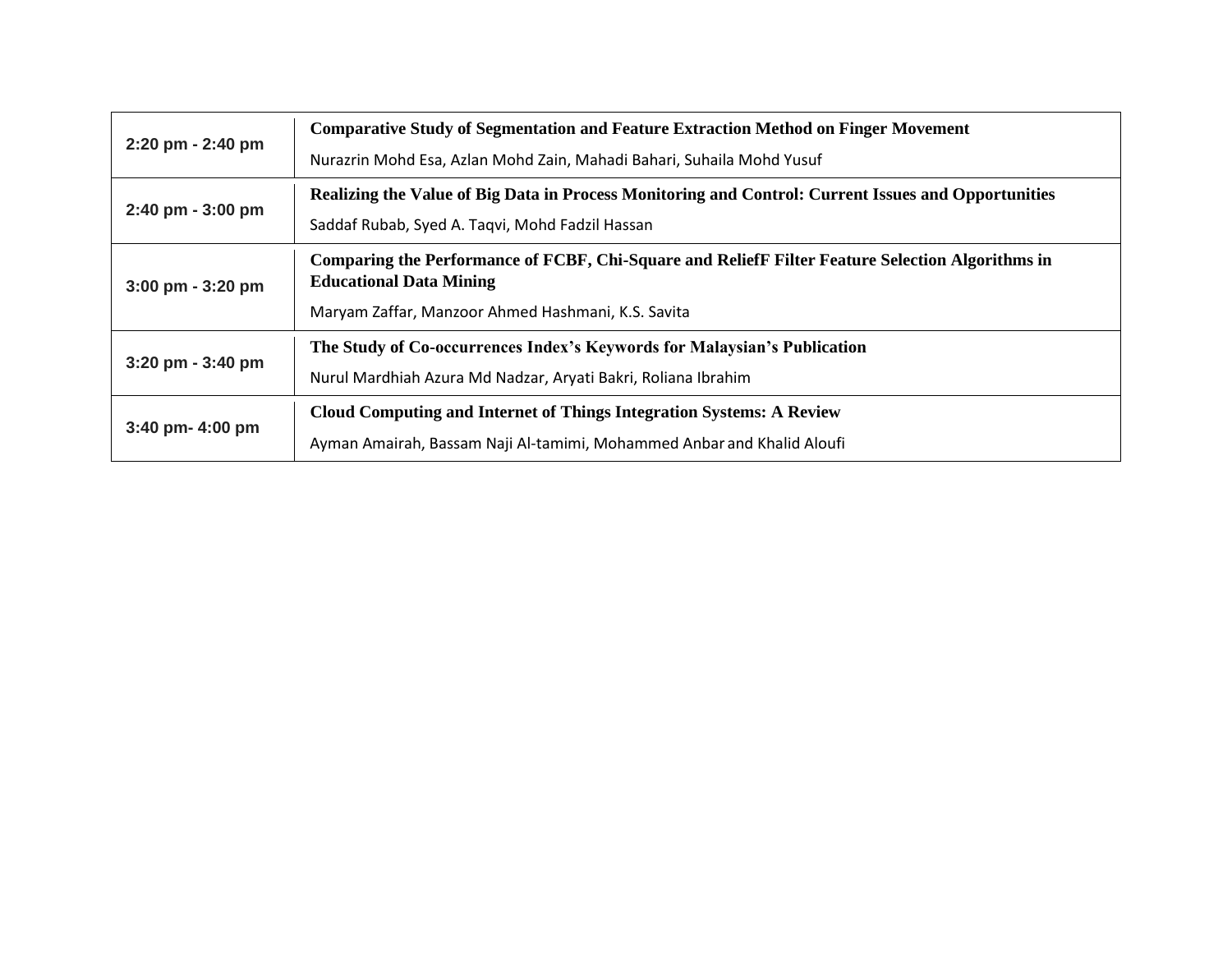| | |
|---|---|
| 2:20 pm - 2:40 pm | **Comparative Study of Segmentation and Feature Extraction Method on Finger Movement**<br>Nurazrin Mohd Esa, Azlan Mohd Zain, Mahadi Bahari, Suhaila Mohd Yusuf |
| 2:40 pm - 3:00 pm | **Realizing the Value of Big Data in Process Monitoring and Control: Current Issues and Opportunities**<br>Saddaf Rubab, Syed A. Taqvi, Mohd Fadzil Hassan |
| 3:00 pm - 3:20 pm | **Comparing the Performance of FCBF, Chi-Square and ReliefF Filter Feature Selection Algorithms in Educational Data Mining**<br>Maryam Zaffar, Manzoor Ahmed Hashmani, K.S. Savita |
| 3:20 pm - 3:40 pm | **The Study of Co-occurrences Index's Keywords for Malaysian's Publication**<br>Nurul Mardhiah Azura Md Nadzar, Aryati Bakri, Roliana Ibrahim |
| 3:40 pm- 4:00 pm | **Cloud Computing and Internet of Things Integration Systems: A Review**<br>Ayman Amairah, Bassam Naji Al-tamimi, Mohammed Anbar and Khalid Aloufi |